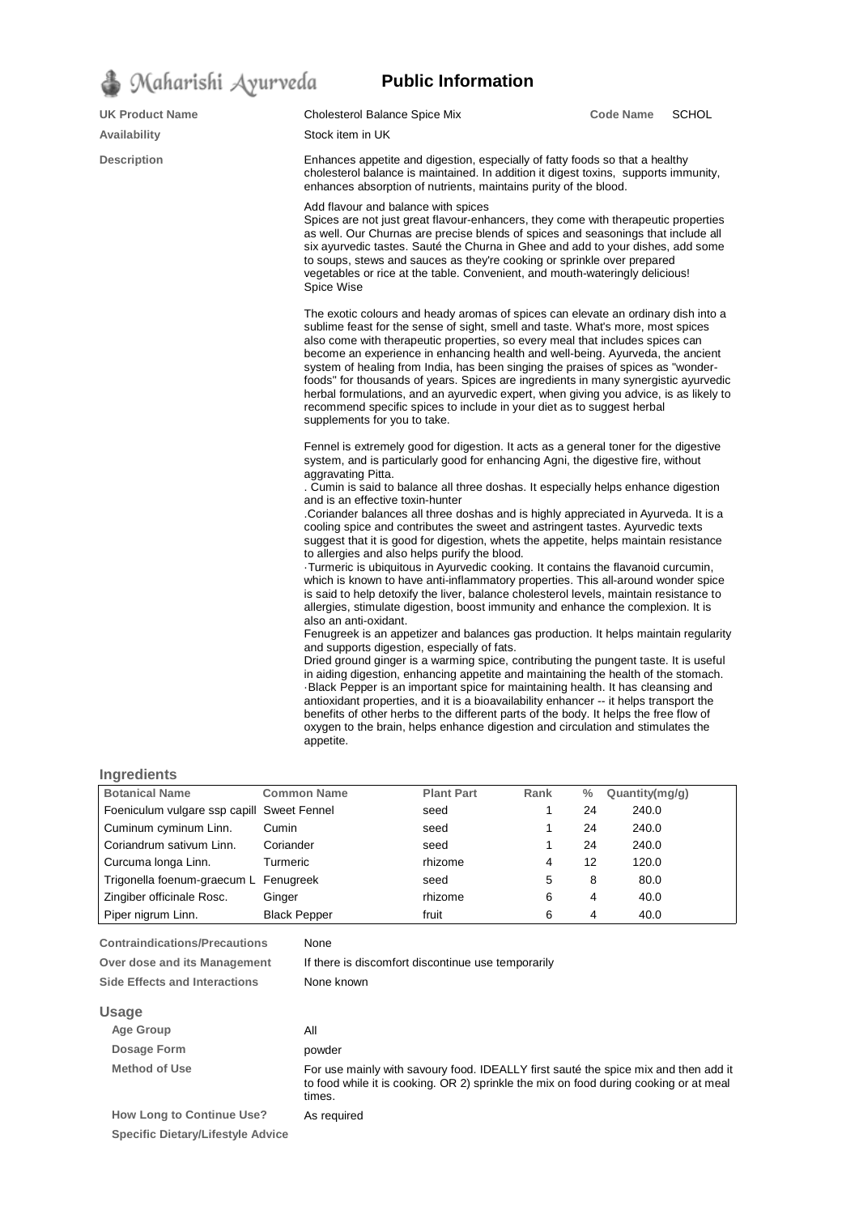Maharishi Ayurveda

# Public Information

| | | | |
|---|---|---|---|
| **UK Product Name** | Cholesterol Balance Spice Mix | **Code Name** | SCHOL |
| **Availability** | Stock item in UK | | |

**Description**

Enhances appetite and digestion, especially of fatty foods so that a healthy cholesterol balance is maintained. In addition it digest toxins, supports immunity, enhances absorption of nutrients, maintains purity of the blood.

Add flavour and balance with spices
Spices are not just great flavour-enhancers, they come with therapeutic properties as well. Our Churnas are precise blends of spices and seasonings that include all six ayurvedic tastes. Sauté the Churna in Ghee and add to your dishes, add some to soups, stews and sauces as they're cooking or sprinkle over prepared vegetables or rice at the table. Convenient, and mouth-wateringly delicious!
Spice Wise

The exotic colours and heady aromas of spices can elevate an ordinary dish into a sublime feast for the sense of sight, smell and taste. What's more, most spices also come with therapeutic properties, so every meal that includes spices can become an experience in enhancing health and well-being. Ayurveda, the ancient system of healing from India, has been singing the praises of spices as "wonder-foods" for thousands of years. Spices are ingredients in many synergistic ayurvedic herbal formulations, and an ayurvedic expert, when giving you advice, is as likely to recommend specific spices to include in your diet as to suggest herbal supplements for you to take.

Fennel is extremely good for digestion. It acts as a general toner for the digestive system, and is particularly good for enhancing Agni, the digestive fire, without aggravating Pitta.
. Cumin is said to balance all three doshas. It especially helps enhance digestion and is an effective toxin-hunter
.Coriander balances all three doshas and is highly appreciated in Ayurveda. It is a cooling spice and contributes the sweet and astringent tastes. Ayurvedic texts suggest that it is good for digestion, whets the appetite, helps maintain resistance to allergies and also helps purify the blood.
·Turmeric is ubiquitous in Ayurvedic cooking. It contains the flavanoid curcumin, which is known to have anti-inflammatory properties. This all-around wonder spice is said to help detoxify the liver, balance cholesterol levels, maintain resistance to allergies, stimulate digestion, boost immunity and enhance the complexion. It is also an anti-oxidant.
Fenugreek is an appetizer and balances gas production. It helps maintain regularity and supports digestion, especially of fats.
Dried ground ginger is a warming spice, contributing the pungent taste. It is useful in aiding digestion, enhancing appetite and maintaining the health of the stomach.
·Black Pepper is an important spice for maintaining health. It has cleansing and antioxidant properties, and it is a bioavailability enhancer -- it helps transport the benefits of other herbs to the different parts of the body. It helps the free flow of oxygen to the brain, helps enhance digestion and circulation and stimulates the appetite.

## Ingredients

| Botanical Name | Common Name | Plant Part | Rank | % | Quantity(mg/g) |
|---|---|---|---|---|---|
| Foeniculum vulgare ssp capill | Sweet Fennel | seed | 1 | 24 | 240.0 |
| Cuminum cyminum Linn. | Cumin | seed | 1 | 24 | 240.0 |
| Coriandrum sativum Linn. | Coriander | seed | 1 | 24 | 240.0 |
| Curcuma longa Linn. | Turmeric | rhizome | 4 | 12 | 120.0 |
| Trigonella foenum-graecum L | Fenugreek | seed | 5 | 8 | 80.0 |
| Zingiber officinale Rosc. | Ginger | rhizome | 6 | 4 | 40.0 |
| Piper nigrum Linn. | Black Pepper | fruit | 6 | 4 | 40.0 |

**Contraindications/Precautions** None

**Over dose and its Management** If there is discomfort discontinue use temporarily

**Side Effects and Interactions** None known

## Usage

**Age Group** All

**Dosage Form** powder

**Method of Use** For use mainly with savoury food. IDEALLY first sauté the spice mix and then add it to food while it is cooking. OR 2) sprinkle the mix on food during cooking or at meal times.

**How Long to Continue Use?** As required

**Specific Dietary/Lifestyle Advice**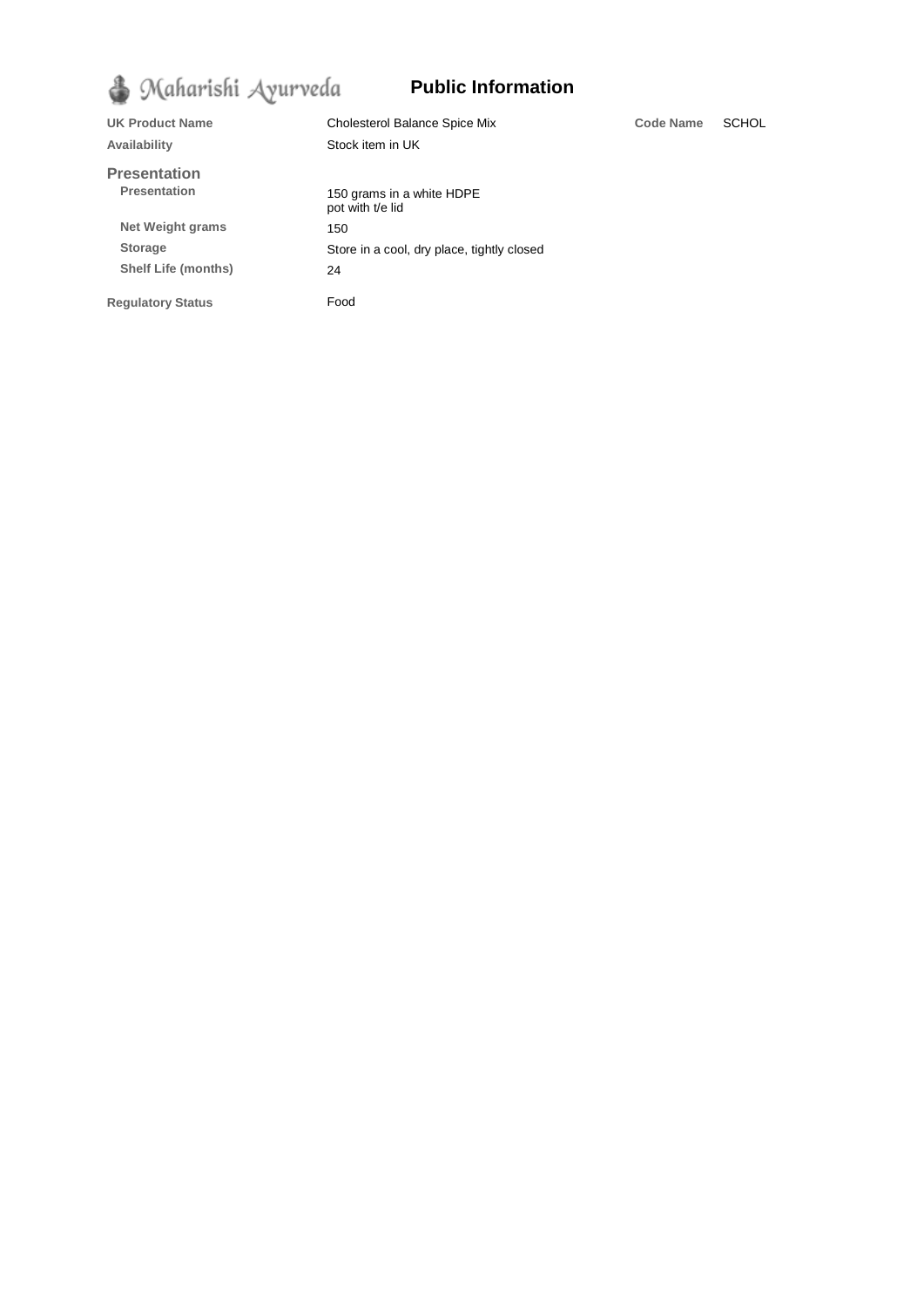Maharishi Ayurveda **Public Information**

| | | | |
|---|---|---|---|
| **UK Product Name** | Cholesterol Balance Spice Mix | **Code Name** | SCHOL |
| **Availability** | Stock item in UK | | |

## Presentation

| | |
|---|---|
| **Presentation** | 150 grams in a white HDPE pot with t/e lid |
| **Net Weight grams** | 150 |
| **Storage** | Store in a cool, dry place, tightly closed |
| **Shelf Life (months)** | 24 |

| | |
|---|---|
| **Regulatory Status** | Food |